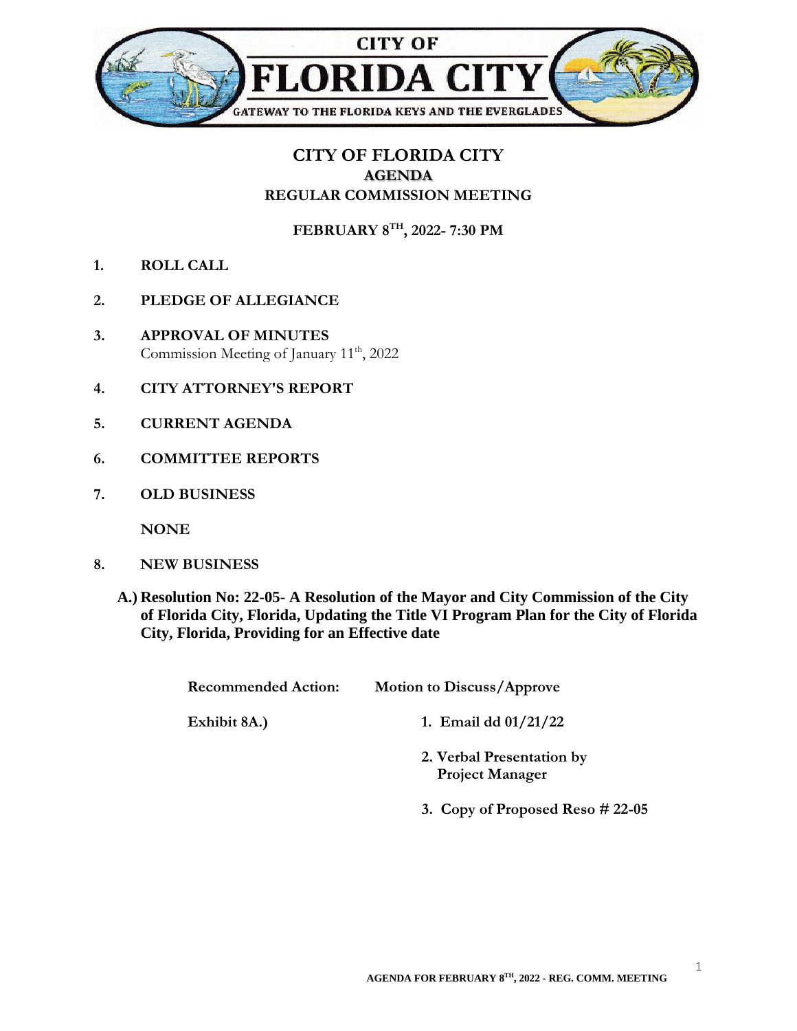CITY OF

FLORIDA CITY

GATEWAY TO THE FLORIDA KEYS AND THE EVERGLADES

# CITY OF FLORIDA CITY

## AGENDA

## REGULAR COMMISSION MEETING

### FEBRUARY 8TH, 2022- 7:30 PM

1. **ROLL CALL**

2. **PLEDGE OF ALLEGIANCE**

3. **APPROVAL OF MINUTES**
   Commission Meeting of January 11th, 2022

4. **CITY ATTORNEY'S REPORT**

5. **CURRENT AGENDA**

6. **COMMITTEE REPORTS**

7. **OLD BUSINESS**

   **NONE**

8. **NEW BUSINESS**

   **A.) Resolution No: 22-05- A Resolution of the Mayor and City Commission of the City of Florida City, Florida, Updating the Title VI Program Plan for the City of Florida City, Florida, Providing for an Effective date**

   **Recommended Action:** **Motion to Discuss/Approve**

   **Exhibit 8A.)**
   1. **Email dd 01/21/22**
   2. **Verbal Presentation by Project Manager**
   3. **Copy of Proposed Reso # 22-05**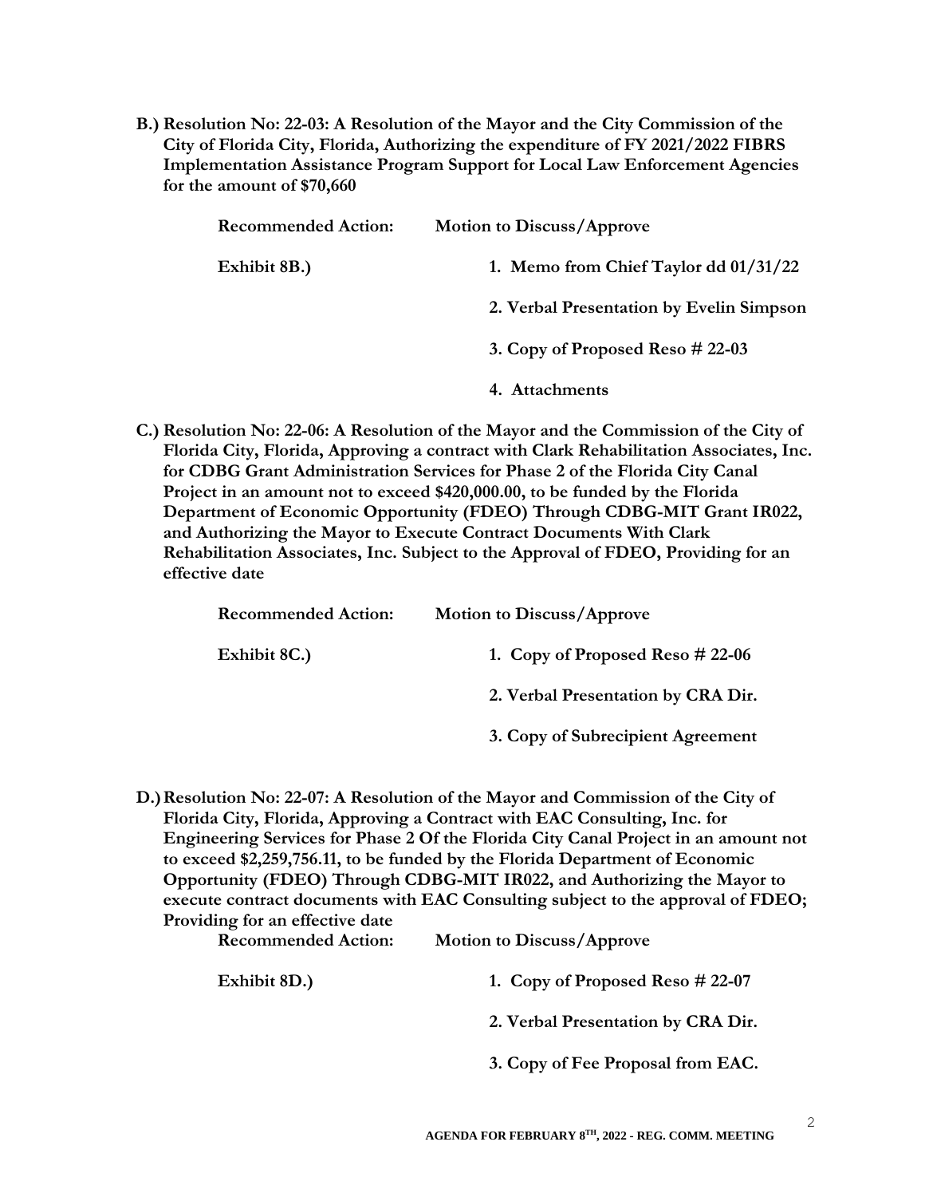**B.) Resolution No: 22-03: A Resolution of the Mayor and the City Commission of the City of Florida City, Florida, Authorizing the expenditure of FY 2021/2022 FIBRS Implementation Assistance Program Support for Local Law Enforcement Agencies for the amount of $70,660**

**Recommended Action:** **Motion to Discuss/Approve**

**Exhibit 8B.)**

1. **Memo from Chief Taylor dd 01/31/22**
2. **Verbal Presentation by Evelin Simpson**
3. **Copy of Proposed Reso # 22-03**
4. **Attachments**

**C.) Resolution No: 22-06: A Resolution of the Mayor and the Commission of the City of Florida City, Florida, Approving a contract with Clark Rehabilitation Associates, Inc. for CDBG Grant Administration Services for Phase 2 of the Florida City Canal Project in an amount not to exceed $420,000.00, to be funded by the Florida Department of Economic Opportunity (FDEO) Through CDBG-MIT Grant IR022, and Authorizing the Mayor to Execute Contract Documents With Clark Rehabilitation Associates, Inc. Subject to the Approval of FDEO, Providing for an effective date**

**Recommended Action:** **Motion to Discuss/Approve**

**Exhibit 8C.)**

1. **Copy of Proposed Reso # 22-06**
2. **Verbal Presentation by CRA Dir.**
3. **Copy of Subrecipient Agreement**

**D.) Resolution No: 22-07: A Resolution of the Mayor and Commission of the City of Florida City, Florida, Approving a Contract with EAC Consulting, Inc. for Engineering Services for Phase 2 Of the Florida City Canal Project in an amount not to exceed $2,259,756.11, to be funded by the Florida Department of Economic Opportunity (FDEO) Through CDBG-MIT IR022, and Authorizing the Mayor to execute contract documents with EAC Consulting subject to the approval of FDEO; Providing for an effective date**

**Recommended Action:** **Motion to Discuss/Approve**

**Exhibit 8D.)**

1. **Copy of Proposed Reso # 22-07**
2. **Verbal Presentation by CRA Dir.**
3. **Copy of Fee Proposal from EAC.**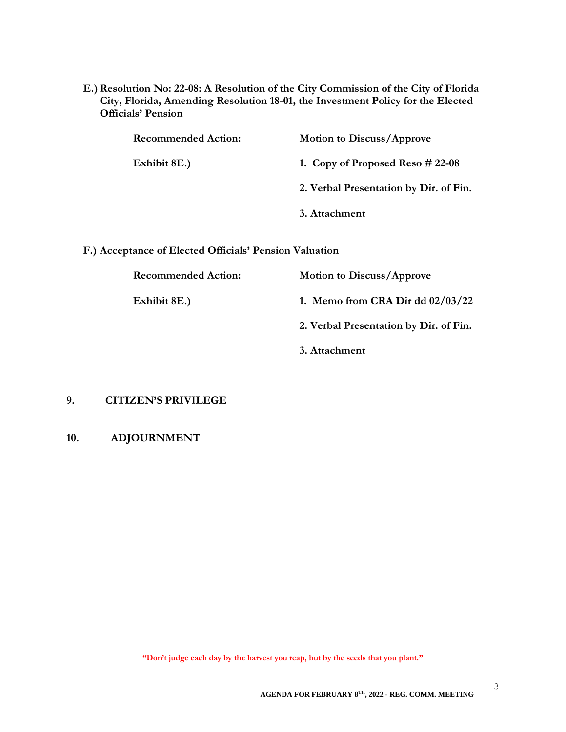**E.) Resolution No: 22-08: A Resolution of the City Commission of the City of Florida City, Florida, Amending Resolution 18-01, the Investment Policy for the Elected Officials' Pension**

| | |
|---|---|
| **Recommended Action:** | **Motion to Discuss/Approve** |
| **Exhibit 8E.)** | **1. Copy of Proposed Reso # 22-08** |
| | **2. Verbal Presentation by Dir. of Fin.** |
| | **3. Attachment** |

**F.) Acceptance of Elected Officials' Pension Valuation**

| | |
|---|---|
| **Recommended Action:** | **Motion to Discuss/Approve** |
| **Exhibit 8E.)** | **1. Memo from CRA Dir dd 02/03/22** |
| | **2. Verbal Presentation by Dir. of Fin.** |
| | **3. Attachment** |

## 9. CITIZEN'S PRIVILEGE

## 10. ADJOURNMENT

**"Don't judge each day by the harvest you reap, but by the seeds that you plant."**